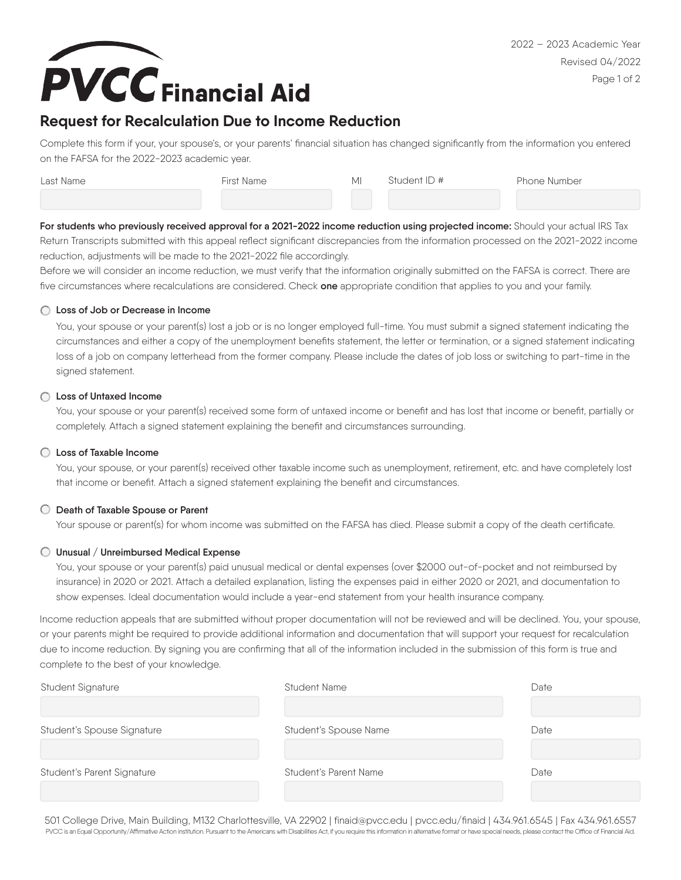# PVCC Financial Aid

2022 – 2023 Academic Year
Revised 04/2022

## Request for Recalculation Due to Income Reduction

Complete this form if your, your spouse's, or your parents' financial situation has changed significantly from the information you entered on the FAFSA for the 2022-2023 academic year.

| Last Name | First Name | MI | Student ID # | Phone Number |
| --- | --- | --- | --- | --- |
| | | | | |

**For students who previously received approval for a 2021-2022 income reduction using projected income:** Should your actual IRS Tax Return Transcripts submitted with this appeal reflect significant discrepancies from the information processed on the 2021-2022 income reduction, adjustments will be made to the 2021-2022 file accordingly.

Before we will consider an income reduction, we must verify that the information originally submitted on the FAFSA is correct. There are five circumstances where recalculations are considered. Check **one** appropriate condition that applies to you and your family.

- ○ **Loss of Job or Decrease in Income**

  You, your spouse or your parent(s) lost a job or is no longer employed full-time. You must submit a signed statement indicating the circumstances and either a copy of the unemployment benefits statement, the letter or termination, or a signed statement indicating loss of a job on company letterhead from the former company. Please include the dates of job loss or switching to part-time in the signed statement.

- ○ **Loss of Untaxed Income**

  You, your spouse or your parent(s) received some form of untaxed income or benefit and has lost that income or benefit, partially or completely. Attach a signed statement explaining the benefit and circumstances surrounding.

- ○ **Loss of Taxable Income**

  You, your spouse, or your parent(s) received other taxable income such as unemployment, retirement, etc. and have completely lost that income or benefit. Attach a signed statement explaining the benefit and circumstances.

- ○ **Death of Taxable Spouse or Parent**

  Your spouse or parent(s) for whom income was submitted on the FAFSA has died. Please submit a copy of the death certificate.

- ○ **Unusual / Unreimbursed Medical Expense**

  You, your spouse or your parent(s) paid unusual medical or dental expenses (over $2000 out-of-pocket and not reimbursed by insurance) in 2020 or 2021. Attach a detailed explanation, listing the expenses paid in either 2020 or 2021, and documentation to show expenses. Ideal documentation would include a year-end statement from your health insurance company.

Income reduction appeals that are submitted without proper documentation will not be reviewed and will be declined. You, your spouse, or your parents might be required to provide additional information and documentation that will support your request for recalculation due to income reduction. By signing you are confirming that all of the information included in the submission of this form is true and complete to the best of your knowledge.

| Student Signature | Student Name | Date |
| --- | --- | --- |
| | | |
| **Student's Spouse Signature** | **Student's Spouse Name** | **Date** |
| | | |
| **Student's Parent Signature** | **Student's Parent Name** | **Date** |
| | | |

501 College Drive, Main Building, M132 Charlottesville, VA 22902 | finaid@pvcc.edu | pvcc.edu/finaid | 434.961.6545 | Fax 434.961.6557

PVCC is an Equal Opportunity/Affirmative Action institution. Pursuant to the Americans with Disabilities Act, if you require this information in alternative format or have special needs, please contact the Office of Financial Aid.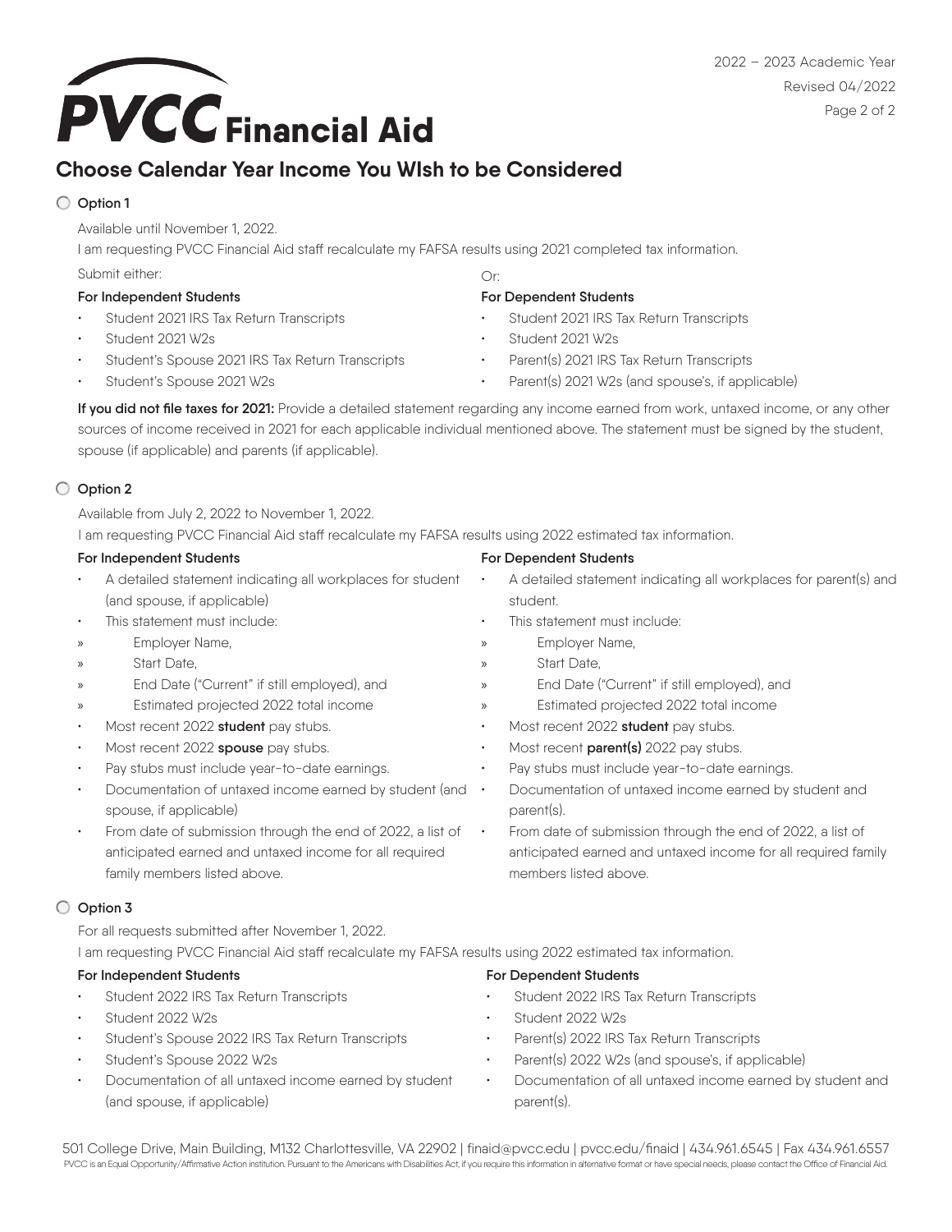# PVCC Financial Aid

## Choose Calendar Year Income You WIsh to be Considered

○ **Option 1**

Available until November 1, 2022.

I am requesting PVCC Financial Aid staff recalculate my FAFSA results using 2021 completed tax information.

Submit either:

**For Independent Students**

- Student 2021 IRS Tax Return Transcripts
- Student 2021 W2s
- Student's Spouse 2021 IRS Tax Return Transcripts
- Student's Spouse 2021 W2s

Or:

**For Dependent Students**

- Student 2021 IRS Tax Return Transcripts
- Student 2021 W2s
- Parent(s) 2021 IRS Tax Return Transcripts
- Parent(s) 2021 W2s (and spouse's, if applicable)

**If you did not file taxes for 2021:** Provide a detailed statement regarding any income earned from work, untaxed income, or any other sources of income received in 2021 for each applicable individual mentioned above. The statement must be signed by the student, spouse (if applicable) and parents (if applicable).

○ **Option 2**

Available from July 2, 2022 to November 1, 2022.

I am requesting PVCC Financial Aid staff recalculate my FAFSA results using 2022 estimated tax information.

**For Independent Students**

- A detailed statement indicating all workplaces for student (and spouse, if applicable)
- This statement must include:
  - Employer Name,
  - Start Date,
  - End Date ("Current" if still employed), and
  - Estimated projected 2022 total income
- Most recent 2022 **student** pay stubs.
- Most recent 2022 **spouse** pay stubs.
- Pay stubs must include year-to-date earnings.
- Documentation of untaxed income earned by student (and spouse, if applicable)
- From date of submission through the end of 2022, a list of anticipated earned and untaxed income for all required family members listed above.

**For Dependent Students**

- A detailed statement indicating all workplaces for parent(s) and student.
- This statement must include:
  - Employer Name,
  - Start Date,
  - End Date ("Current" if still employed), and
  - Estimated projected 2022 total income
- Most recent 2022 **student** pay stubs.
- Most recent **parent(s)** 2022 pay stubs.
- Pay stubs must include year-to-date earnings.
- Documentation of untaxed income earned by student and parent(s).
- From date of submission through the end of 2022, a list of anticipated earned and untaxed income for all required family members listed above.

○ **Option 3**

For all requests submitted after November 1, 2022.

I am requesting PVCC Financial Aid staff recalculate my FAFSA results using 2022 estimated tax information.

**For Independent Students**

- Student 2022 IRS Tax Return Transcripts
- Student 2022 W2s
- Student's Spouse 2022 IRS Tax Return Transcripts
- Student's Spouse 2022 W2s
- Documentation of all untaxed income earned by student (and spouse, if applicable)

**For Dependent Students**

- Student 2022 IRS Tax Return Transcripts
- Student 2022 W2s
- Parent(s) 2022 IRS Tax Return Transcripts
- Parent(s) 2022 W2s (and spouse's, if applicable)
- Documentation of all untaxed income earned by student and parent(s).

501 College Drive, Main Building, M132 Charlottesville, VA 22902 | finaid@pvcc.edu | pvcc.edu/finaid | 434.961.6545 | Fax 434.961.6557

PVCC is an Equal Opportunity/Affirmative Action institution. Pursuant to the Americans with Disabilities Act, if you require this information in alternative format or have special needs, please contact the Office of Financial Aid.